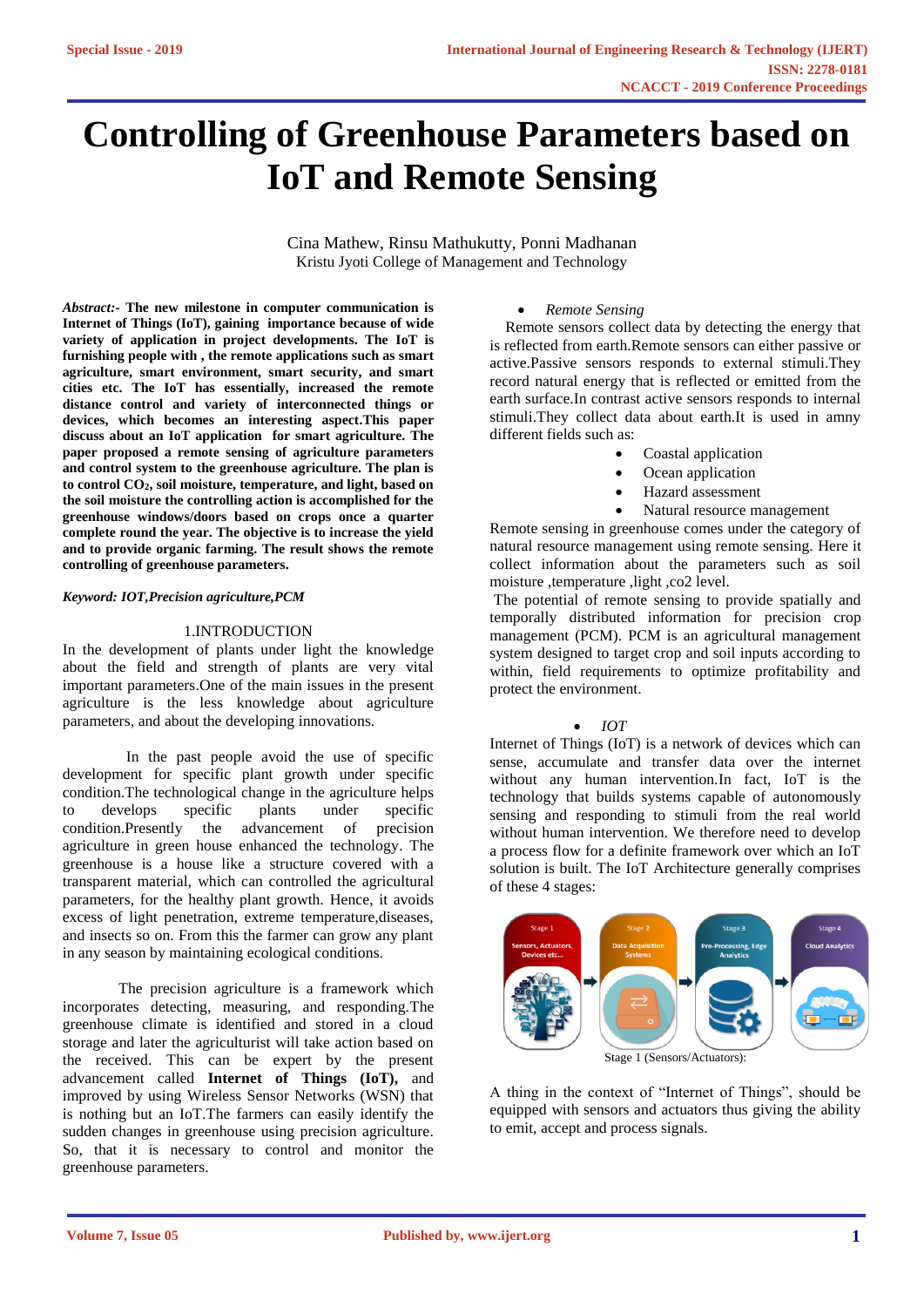# Controlling of Greenhouse Parameters based on IoT and Remote Sensing

Cina Mathew, Rinsu Mathukutty, Ponni Madhanan
Kristu Jyoti College of Management and Technology

***Abstract:-* The new milestone in computer communication is Internet of Things (IoT), gaining importance because of wide variety of application in project developments. The IoT is furnishing people with , the remote applications such as smart agriculture, smart environment, smart security, and smart cities etc. The IoT has essentially, increased the remote distance control and variety of interconnected things or devices, which becomes an interesting aspect.This paper discuss about an IoT application for smart agriculture. The paper proposed a remote sensing of agriculture parameters and control system to the greenhouse agriculture. The plan is to control $CO_2$, soil moisture, temperature, and light, based on the soil moisture the controlling action is accomplished for the greenhouse windows/doors based on crops once a quarter complete round the year. The objective is to increase the yield and to provide organic farming. The result shows the remote controlling of greenhouse parameters.**

***Keyword: IOT,Precision agriculture,PCM***

## 1.INTRODUCTION

In the development of plants under light the knowledge about the field and strength of plants are very vital important parameters.One of the main issues in the present agriculture is the less knowledge about agriculture parameters, and about the developing innovations.

In the past people avoid the use of specific development for specific plant growth under specific condition.The technological change in the agriculture helps to develops specific plants under specific condition.Presently the advancement of precision agriculture in green house enhanced the technology. The greenhouse is a house like a structure covered with a transparent material, which can controlled the agricultural parameters, for the healthy plant growth. Hence, it avoids excess of light penetration, extreme temperature,diseases, and insects so on. From this the farmer can grow any plant in any season by maintaining ecological conditions.

The precision agriculture is a framework which incorporates detecting, measuring, and responding.The greenhouse climate is identified and stored in a cloud storage and later the agriculturist will take action based on the received. This can be expert by the present advancement called **Internet of Things (IoT),** and improved by using Wireless Sensor Networks (WSN) that is nothing but an IoT.The farmers can easily identify the sudden changes in greenhouse using precision agriculture. So, that it is necessary to control and monitor the greenhouse parameters.

- *Remote Sensing*

Remote sensors collect data by detecting the energy that is reflected from earth.Remote sensors can either passive or active.Passive sensors responds to external stimuli.They record natural energy that is reflected or emitted from the earth surface.In contrast active sensors responds to internal stimuli.They collect data about earth.It is used in amny different fields such as:

- Coastal application
- Ocean application
- Hazard assessment
- Natural resource management

Remote sensing in greenhouse comes under the category of natural resource management using remote sensing. Here it collect information about the parameters such as soil moisture ,temperature ,light ,co2 level.

The potential of remote sensing to provide spatially and temporally distributed information for precision crop management (PCM). PCM is an agricultural management system designed to target crop and soil inputs according to within, field requirements to optimize profitability and protect the environment.

- *IOT*

Internet of Things (IoT) is a network of devices which can sense, accumulate and transfer data over the internet without any human intervention.In fact, IoT is the technology that builds systems capable of autonomously sensing and responding to stimuli from the real world without human intervention. We therefore need to develop a process flow for a definite framework over which an IoT solution is built. The IoT Architecture generally comprises of these 4 stages:

Stage 1 (Sensors/Actuators):

A thing in the context of "Internet of Things", should be equipped with sensors and actuators thus giving the ability to emit, accept and process signals.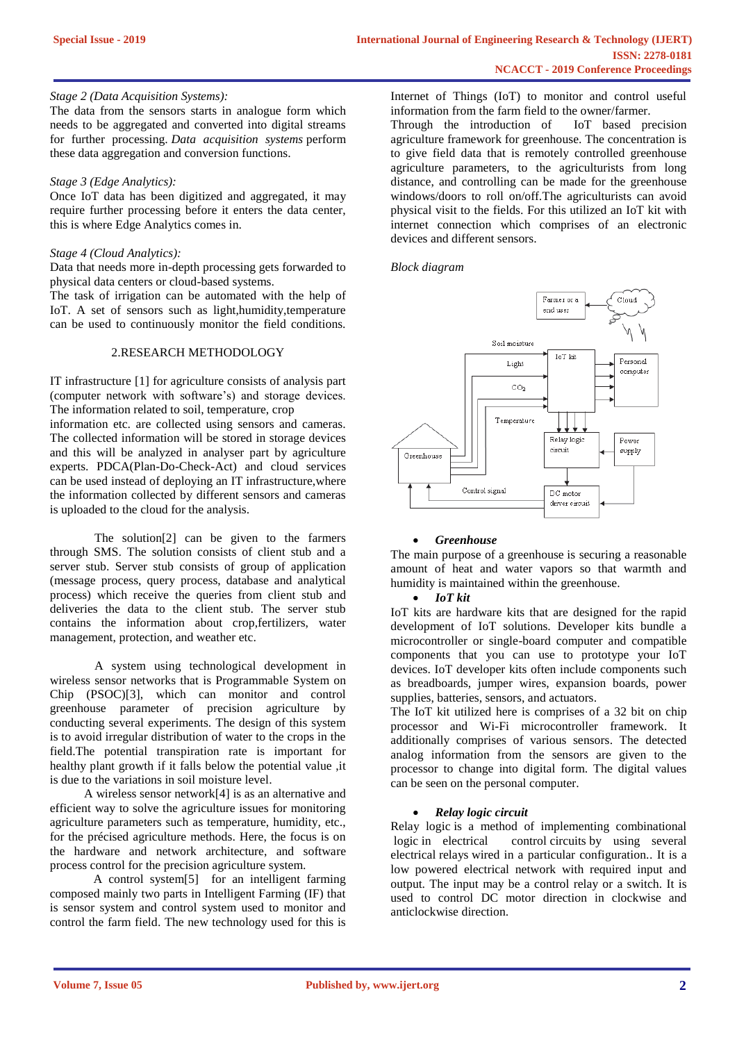*Stage 2 (Data Acquisition Systems):*

The data from the sensors starts in analogue form which needs to be aggregated and converted into digital streams for further processing. *Data acquisition systems* perform these data aggregation and conversion functions.

*Stage 3 (Edge Analytics):*

Once IoT data has been digitized and aggregated, it may require further processing before it enters the data center, this is where Edge Analytics comes in.

*Stage 4 (Cloud Analytics):*

Data that needs more in-depth processing gets forwarded to physical data centers or cloud-based systems.

The task of irrigation can be automated with the help of IoT. A set of sensors such as light,humidity,temperature can be used to continuously monitor the field conditions.

## 2.RESEARCH METHODOLOGY

IT infrastructure [1] for agriculture consists of analysis part (computer network with software's) and storage devices. The information related to soil, temperature, crop information etc. are collected using sensors and cameras. The collected information will be stored in storage devices and this will be analyzed in analyser part by agriculture experts. PDCA(Plan-Do-Check-Act) and cloud services can be used instead of deploying an IT infrastructure,where the information collected by different sensors and cameras is uploaded to the cloud for the analysis.

The solution[2] can be given to the farmers through SMS. The solution consists of client stub and a server stub. Server stub consists of group of application (message process, query process, database and analytical process) which receive the queries from client stub and deliveries the data to the client stub. The server stub contains the information about crop,fertilizers, water management, protection, and weather etc.

A system using technological development in wireless sensor networks that is Programmable System on Chip (PSOC)[3], which can monitor and control greenhouse parameter of precision agriculture by conducting several experiments. The design of this system is to avoid irregular distribution of water to the crops in the field.The potential transpiration rate is important for healthy plant growth if it falls below the potential value ,it is due to the variations in soil moisture level.

A wireless sensor network[4] is as an alternative and efficient way to solve the agriculture issues for monitoring agriculture parameters such as temperature, humidity, etc., for the précised agriculture methods. Here, the focus is on the hardware and network architecture, and software process control for the precision agriculture system.

A control system[5] for an intelligent farming composed mainly two parts in Intelligent Farming (IF) that is sensor system and control system used to monitor and control the farm field. The new technology used for this is Internet of Things (IoT) to monitor and control useful information from the farm field to the owner/farmer.

Through the introduction of IoT based precision agriculture framework for greenhouse. The concentration is to give field data that is remotely controlled greenhouse agriculture parameters, to the agriculturists from long distance, and controlling can be made for the greenhouse windows/doors to roll on/off.The agriculturists can avoid physical visit to the fields. For this utilized an IoT kit with internet connection which comprises of an electronic devices and different sensors.

*Block diagram*

- ***Greenhouse***

The main purpose of a greenhouse is securing a reasonable amount of heat and water vapors so that warmth and humidity is maintained within the greenhouse.

- ***IoT kit***

IoT kits are hardware kits that are designed for the rapid development of IoT solutions. Developer kits bundle a microcontroller or single-board computer and compatible components that you can use to prototype your IoT devices. IoT developer kits often include components such as breadboards, jumper wires, expansion boards, power supplies, batteries, sensors, and actuators.

The IoT kit utilized here is comprises of a 32 bit on chip processor and Wi-Fi microcontroller framework. It additionally comprises of various sensors. The detected analog information from the sensors are given to the processor to change into digital form. The digital values can be seen on the personal computer.

- ***Relay logic circuit***

Relay logic is a method of implementing combinational logic in electrical control circuits by using several electrical relays wired in a particular configuration.. It is a low powered electrical network with required input and output. The input may be a control relay or a switch. It is used to control DC motor direction in clockwise and anticlockwise direction.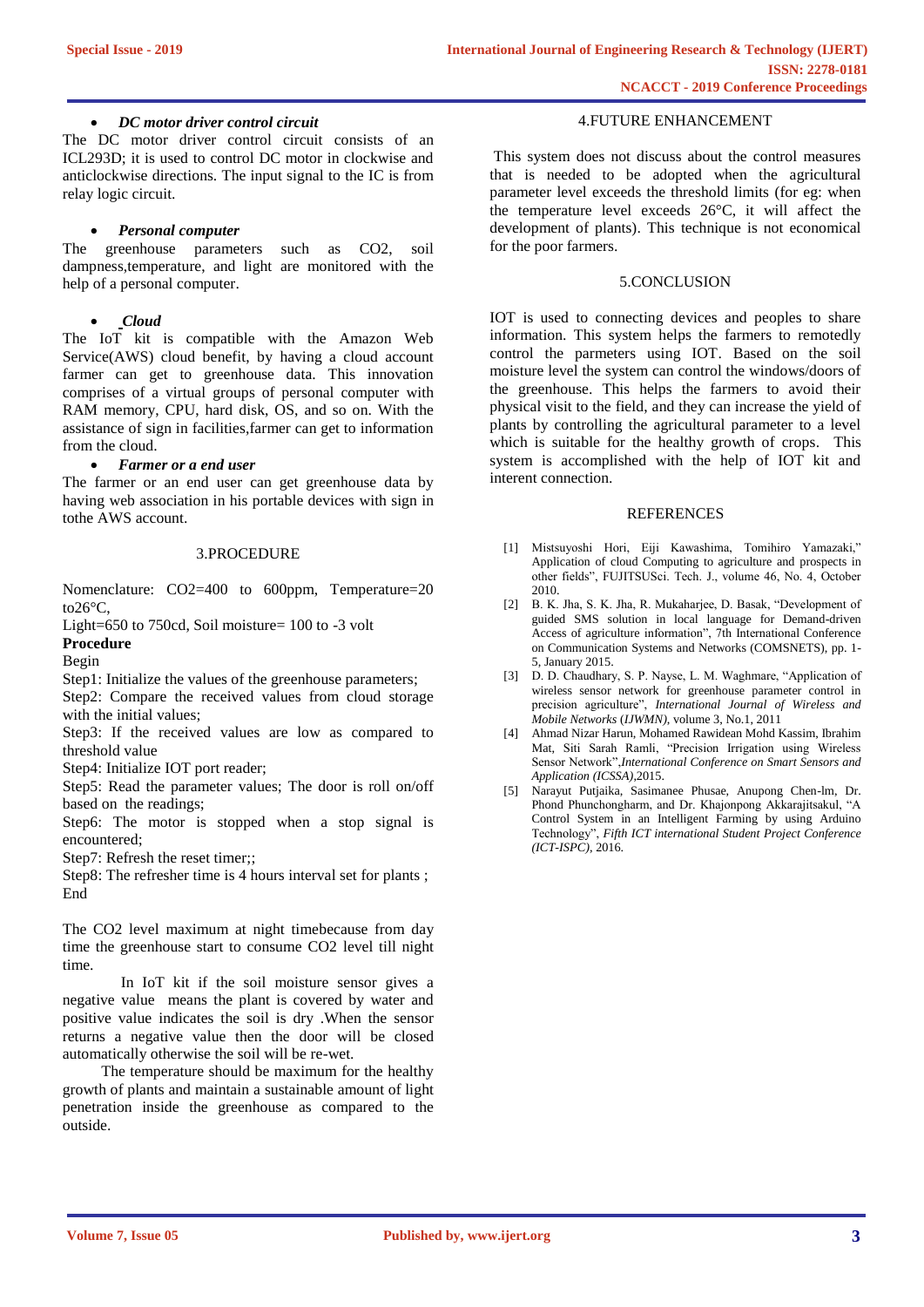- ***DC motor driver control circuit***

The DC motor driver control circuit consists of an ICL293D; it is used to control DC motor in clockwise and anticlockwise directions. The input signal to the IC is from relay logic circuit.

- ***Personal computer***

The greenhouse parameters such as CO2, soil dampness,temperature, and light are monitored with the help of a personal computer.

- ***Cloud***

The IoT kit is compatible with the Amazon Web Service(AWS) cloud benefit, by having a cloud account farmer can get to greenhouse data. This innovation comprises of a virtual groups of personal computer with RAM memory, CPU, hard disk, OS, and so on. With the assistance of sign in facilities,farmer can get to information from the cloud.

- ***Farmer or a end user***

The farmer or an end user can get greenhouse data by having web association in his portable devices with sign in tothe AWS account.

## 3.PROCEDURE

Nomenclature: CO2=400 to 600ppm, Temperature=20 to26°C,

Light=650 to 750cd, Soil moisture= 100 to -3 volt

**Procedure**

Begin

Step1: Initialize the values of the greenhouse parameters;

Step2: Compare the received values from cloud storage with the initial values;

Step3: If the received values are low as compared to threshold value

Step4: Initialize IOT port reader;

Step5: Read the parameter values; The door is roll on/off based on the readings;

Step6: The motor is stopped when a stop signal is encountered;

Step7: Refresh the reset timer;;

Step8: The refresher time is 4 hours interval set for plants ;

End

The CO2 level maximum at night timebecause from day time the greenhouse start to consume CO2 level till night time.

In IoT kit if the soil moisture sensor gives a negative value means the plant is covered by water and positive value indicates the soil is dry .When the sensor returns a negative value then the door will be closed automatically otherwise the soil will be re-wet.

The temperature should be maximum for the healthy growth of plants and maintain a sustainable amount of light penetration inside the greenhouse as compared to the outside.

## 4.FUTURE ENHANCEMENT

This system does not discuss about the control measures that is needed to be adopted when the agricultural parameter level exceeds the threshold limits (for eg: when the temperature level exceeds 26°C, it will affect the development of plants). This technique is not economical for the poor farmers.

## 5.CONCLUSION

IOT is used to connecting devices and peoples to share information. This system helps the farmers to remotedly control the parmeters using IOT. Based on the soil moisture level the system can control the windows/doors of the greenhouse. This helps the farmers to avoid their physical visit to the field, and they can increase the yield of plants by controlling the agricultural parameter to a level which is suitable for the healthy growth of crops. This system is accomplished with the help of IOT kit and interent connection.

## REFERENCES

[1] Mistsuyoshi Hori, Eiji Kawashima, Tomihiro Yamazaki," Application of cloud Computing to agriculture and prospects in other fields", FUJITSUSci. Tech. J., volume 46, No. 4, October 2010.

[2] B. K. Jha, S. K. Jha, R. Mukaharjee, D. Basak, "Development of guided SMS solution in local language for Demand-driven Access of agriculture information", 7th International Conference on Communication Systems and Networks (COMSNETS), pp. 1-5, January 2015.

[3] D. D. Chaudhary, S. P. Nayse, L. M. Waghmare, "Application of wireless sensor network for greenhouse parameter control in precision agriculture", *International Journal of Wireless and Mobile Networks* (*IJWMN)*, volume 3, No.1, 2011

[4] Ahmad Nizar Harun, Mohamed Rawidean Mohd Kassim, Ibrahim Mat, Siti Sarah Ramli, "Precision Irrigation using Wireless Sensor Network",*International Conference on Smart Sensors and Application (ICSSA)*,2015.

[5] Narayut Putjaika, Sasimanee Phusae, Anupong Chen-lm, Dr. Phond Phunchongharm, and Dr. Khajonpong Akkarajitsakul, "A Control System in an Intelligent Farming by using Arduino Technology", *Fifth ICT international Student Project Conference (ICT-ISPC)*, 2016.